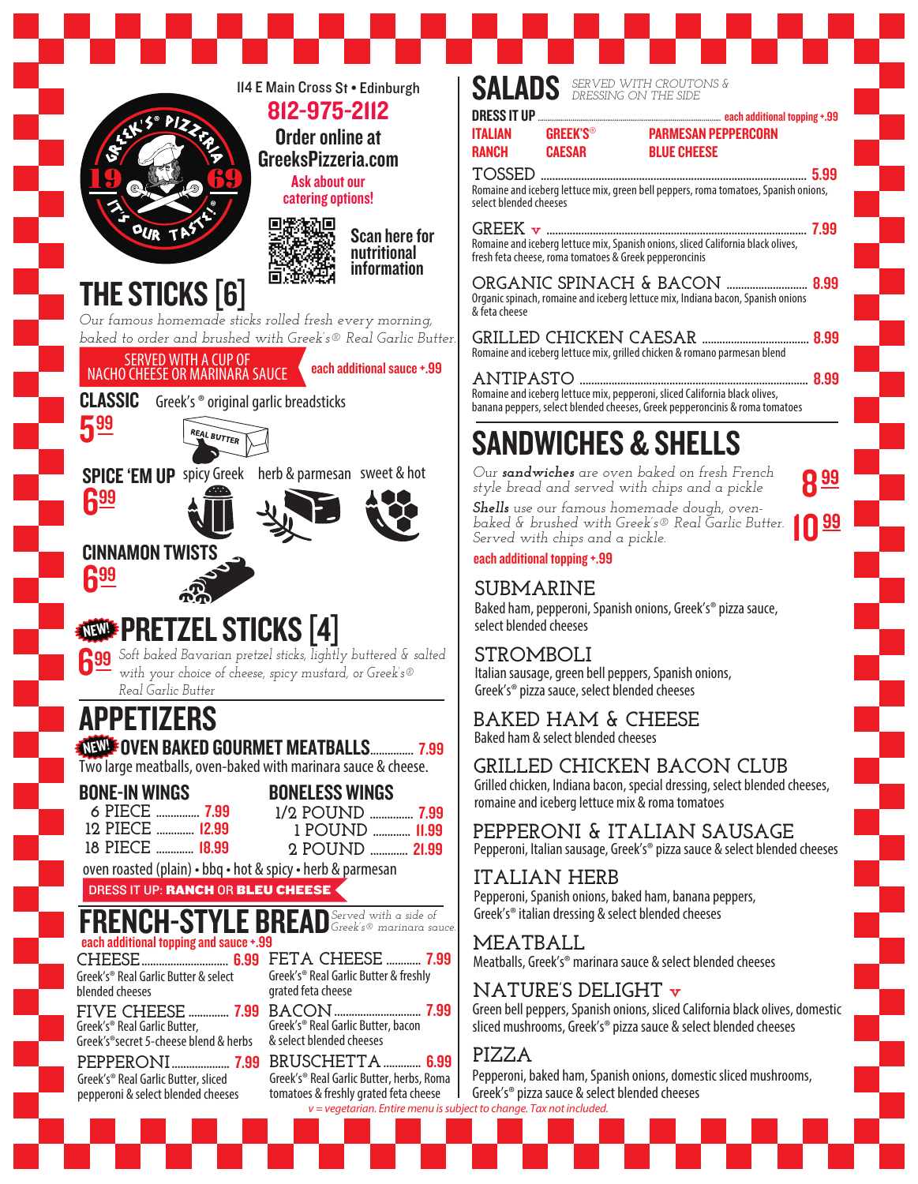Greek's® Pizzeria 1969 — It's Our Taste!®

114 E Main Cross St • Edinburgh

**812-975-2112**

Order online at GreeksPizzeria.com

Ask about our catering options!

Scan here for nutritional information

# THE STICKS [6]

*Our famous homemade sticks rolled fresh every morning, baked to order and brushed with Greek's® Real Garlic Butter.*

SERVED WITH A CUP OF NACHO CHEESE OR MARINARA SAUCE — each additional sauce +.99

**CLASSIC** Greek's® original garlic breadsticks — 5.99

**SPICE 'EM UP** spicy Greek • herb & parmesan • sweet & hot — 6.99

**CINNAMON TWISTS** — 6.99

# NEW! PRETZEL STICKS [4]

6.99 *Soft baked Bavarian pretzel sticks, lightly buttered & salted with your choice of cheese, spicy mustard, or Greek's® Real Garlic Butter*

# APPETIZERS

**NEW! OVEN BAKED GOURMET MEATBALLS** .......... 7.99
Two large meatballs, oven-baked with marinara sauce & cheese.

**BONE-IN WINGS**
- 6 PIECE .......... 7.99
- 12 PIECE .......... 12.99
- 18 PIECE .......... 18.99

**BONELESS WINGS**
- 1/2 POUND .......... 7.99
- 1 POUND .......... 11.99
- 2 POUND .......... 21.99

oven roasted (plain) • bbq • hot & spicy • herb & parmesan

DRESS IT UP: **RANCH** OR **BLEU CHEESE**

# FRENCH-STYLE BREAD

*Served with a side of Greek's® marinara sauce.*

each additional topping and sauce +.99

**CHEESE** .......... 6.99
Greek's® Real Garlic Butter & select blended cheeses

**FIVE CHEESE** .......... 7.99
Greek's® Real Garlic Butter, Greek's® secret 5-cheese blend & herbs

**PEPPERONI** .......... 7.99
Greek's® Real Garlic Butter, sliced pepperoni & select blended cheeses

**FETA CHEESE** .......... 7.99
Greek's® Real Garlic Butter & freshly grated feta cheese

**BACON** .......... 7.99
Greek's® Real Garlic Butter, bacon & select blended cheeses

**BRUSCHETTA** .......... 6.99
Greek's® Real Garlic Butter, herbs, Roma tomatoes & freshly grated feta cheese

# SALADS

*SERVED WITH CROUTONS & DRESSING ON THE SIDE*

**DRESS IT UP** .......... each additional topping +.99

ITALIAN • GREEK'S® • PARMESAN PEPPERCORN • RANCH • CAESAR • BLUE CHEESE

**TOSSED** .......... 5.99
Romaine and iceberg lettuce mix, green bell peppers, roma tomatoes, Spanish onions, select blended cheeses

**GREEK** v .......... 7.99
Romaine and iceberg lettuce mix, Spanish onions, sliced California black olives, fresh feta cheese, roma tomatoes & Greek pepperoncinis

**ORGANIC SPINACH & BACON** .......... 8.99
Organic spinach, romaine and iceberg lettuce mix, Indiana bacon, Spanish onions & feta cheese

**GRILLED CHICKEN CAESAR** .......... 8.99
Romaine and iceberg lettuce mix, grilled chicken & romano parmesan blend

**ANTIPASTO** .......... 8.99
Romaine and iceberg lettuce mix, pepperoni, sliced California black olives, banana peppers, select blended cheeses, Greek pepperoncinis & roma tomatoes

# SANDWICHES & SHELLS

*Our **sandwiches** are oven baked on fresh French style bread and served with chips and a pickle* — 8.99

***Shells** use our famous homemade dough, oven-baked & brushed with Greek's® Real Garlic Butter. Served with chips and a pickle.* — 10.99

each additional topping +.99

**SUBMARINE**
Baked ham, pepperoni, Spanish onions, Greek's® pizza sauce, select blended cheeses

**STROMBOLI**
Italian sausage, green bell peppers, Spanish onions, Greek's® pizza sauce, select blended cheeses

**BAKED HAM & CHEESE**
Baked ham & select blended cheeses

**GRILLED CHICKEN BACON CLUB**
Grilled chicken, Indiana bacon, special dressing, select blended cheeses, romaine and iceberg lettuce mix & roma tomatoes

**PEPPERONI & ITALIAN SAUSAGE**
Pepperoni, Italian sausage, Greek's® pizza sauce & select blended cheeses

**ITALIAN HERB**
Pepperoni, Spanish onions, baked ham, banana peppers, Greek's® italian dressing & select blended cheeses

**MEATBALL**
Meatballs, Greek's® marinara sauce & select blended cheeses

**NATURE'S DELIGHT** v
Green bell peppers, Spanish onions, sliced California black olives, domestic sliced mushrooms, Greek's® pizza sauce & select blended cheeses

**PIZZA**
Pepperoni, baked ham, Spanish onions, domestic sliced mushrooms, Greek's® pizza sauce & select blended cheeses

*v = vegetarian. Entire menu is subject to change. Tax not included.*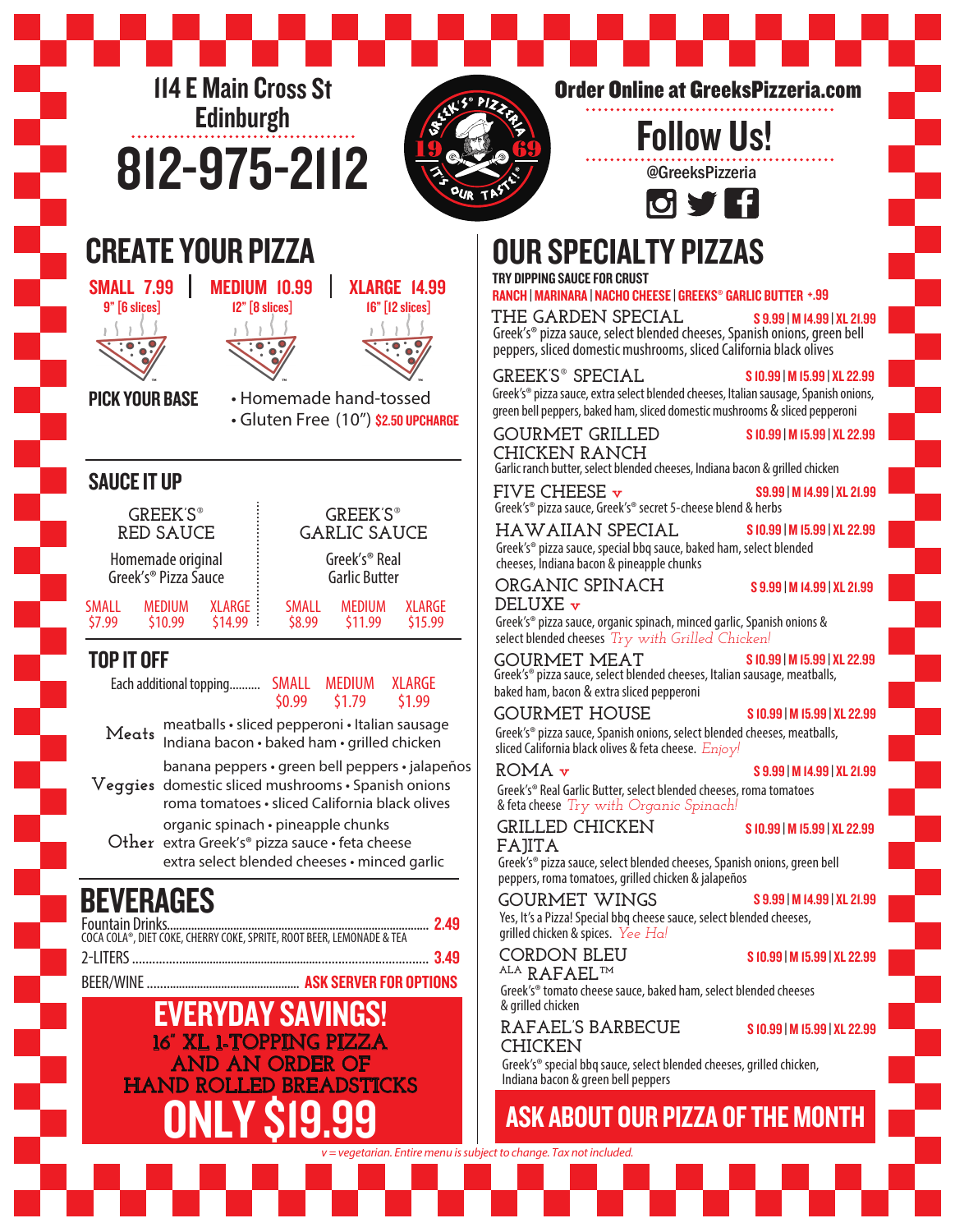114 E Main Cross St
Edinburgh

# 812-975-2112

Order Online at GreeksPizzeria.com

**Follow Us!**

@GreeksPizzeria

## CREATE YOUR PIZZA

| SMALL 7.99 | MEDIUM 10.99 | XLARGE 14.99 |
|---|---|---|
| 9" [6 slices] | 12" [8 slices] | 16" [12 slices] |

**PICK YOUR BASE**

- Homemade hand-tossed
- Gluten Free (10") **$2.50 UPCHARGE**

### SAUCE IT UP

**GREEK'S® RED SAUCE**
Homemade original Greek's® Pizza Sauce

| SMALL | MEDIUM | XLARGE |
|---|---|---|
| $7.99 | $10.99 | $14.99 |

**GREEK'S® GARLIC SAUCE**
Greek's® Real Garlic Butter

| SMALL | MEDIUM | XLARGE |
|---|---|---|
| $8.99 | $11.99 | $15.99 |

### TOP IT OFF

| Each additional topping | SMALL | MEDIUM | XLARGE |
|---|---|---|---|
| | $0.99 | $1.79 | $1.99 |

**Meats** meatballs • sliced pepperoni • Italian sausage Indiana bacon • baked ham • grilled chicken

**Veggies** banana peppers • green bell peppers • jalapeños domestic sliced mushrooms • Spanish onions roma tomatoes • sliced California black olives organic spinach • pineapple chunks

**Other** extra Greek's® pizza sauce • feta cheese extra select blended cheeses • minced garlic

## BEVERAGES

Fountain Drinks.......... 2.49
COCA COLA®, DIET COKE, CHERRY COKE, SPRITE, ROOT BEER, LEMONADE & TEA

2-LITERS.......... 3.49

BEER/WINE.......... ASK SERVER FOR OPTIONS

**EVERYDAY SAVINGS!**
16" XL 1-TOPPING PIZZA AND AN ORDER OF HAND ROLLED BREADSTICKS
**ONLY $19.99**

## OUR SPECIALTY PIZZAS

TRY DIPPING SAUCE FOR CRUST
RANCH | MARINARA | NACHO CHEESE | GREEKS® GARLIC BUTTER +.99

**THE GARDEN SPECIAL** S 9.99 | M 14.99 | XL 21.99
Greek's® pizza sauce, select blended cheeses, Spanish onions, green bell peppers, sliced domestic mushrooms, sliced California black olives

**GREEK'S® SPECIAL** S 10.99 | M 15.99 | XL 22.99
Greek's® pizza sauce, extra select blended cheeses, Italian sausage, Spanish onions, green bell peppers, baked ham, sliced domestic mushrooms & sliced pepperoni

**GOURMET GRILLED CHICKEN RANCH** S 10.99 | M 15.99 | XL 22.99
Garlic ranch butter, select blended cheeses, Indiana bacon & grilled chicken

**FIVE CHEESE** v S9.99 | M 14.99 | XL 21.99
Greek's® pizza sauce, Greek's® secret 5-cheese blend & herbs

**HAWAIIAN SPECIAL** S 10.99 | M 15.99 | XL 22.99
Greek's® pizza sauce, special bbq sauce, baked ham, select blended cheeses, Indiana bacon & pineapple chunks

**ORGANIC SPINACH DELUXE** v S 9.99 | M 14.99 | XL 21.99
Greek's® pizza sauce, organic spinach, minced garlic, Spanish onions & select blended cheeses *Try with Grilled Chicken!*

**GOURMET MEAT** S 10.99 | M 15.99 | XL 22.99
Greek's® pizza sauce, select blended cheeses, Italian sausage, meatballs, baked ham, bacon & extra sliced pepperoni

**GOURMET HOUSE** S 10.99 | M 15.99 | XL 22.99
Greek's® pizza sauce, Spanish onions, select blended cheeses, meatballs, sliced California black olives & feta cheese. *Enjoy!*

**ROMA** v S 9.99 | M 14.99 | XL 21.99
Greek's® Real Garlic Butter, select blended cheeses, roma tomatoes & feta cheese *Try with Organic Spinach!*

**GRILLED CHICKEN FAJITA** S 10.99 | M 15.99 | XL 22.99
Greek's® pizza sauce, select blended cheeses, Spanish onions, green bell peppers, roma tomatoes, grilled chicken & jalapeños

**GOURMET WINGS** S 9.99 | M 14.99 | XL 21.99
Yes, It's a Pizza! Special bbq cheese sauce, select blended cheeses, grilled chicken & spices. *Yee Ha!*

**CORDON BLEU ALA RAFAEL™** S 10.99 | M 15.99 | XL 22.99
Greek's® tomato cheese sauce, baked ham, select blended cheeses & grilled chicken

**RAFAEL'S BARBECUE CHICKEN** S 10.99 | M 15.99 | XL 22.99
Greek's® special bbq sauce, select blended cheeses, grilled chicken, Indiana bacon & green bell peppers

**ASK ABOUT OUR PIZZA OF THE MONTH**

*v = vegetarian. Entire menu is subject to change. Tax not included.*